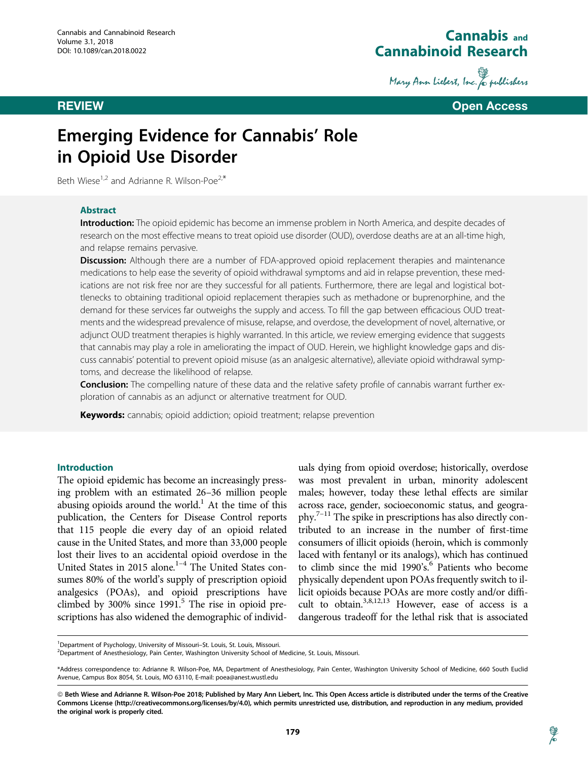REVIEW

Open Access

# Emerging Evidence for Cannabis' Role in Opioid Use Disorder

Beth Wiese[1,2] and Adrianne R. Wilson-Poe[2,*]

## Abstract

**Introduction:** The opioid epidemic has become an immense problem in North America, and despite decades of research on the most effective means to treat opioid use disorder (OUD), overdose deaths are at an all-time high, and relapse remains pervasive.

**Discussion:** Although there are a number of FDA-approved opioid replacement therapies and maintenance medications to help ease the severity of opioid withdrawal symptoms and aid in relapse prevention, these medications are not risk free nor are they successful for all patients. Furthermore, there are legal and logistical bottlenecks to obtaining traditional opioid replacement therapies such as methadone or buprenorphine, and the demand for these services far outweighs the supply and access. To fill the gap between efficacious OUD treatments and the widespread prevalence of misuse, relapse, and overdose, the development of novel, alternative, or adjunct OUD treatment therapies is highly warranted. In this article, we review emerging evidence that suggests that cannabis may play a role in ameliorating the impact of OUD. Herein, we highlight knowledge gaps and discuss cannabis' potential to prevent opioid misuse (as an analgesic alternative), alleviate opioid withdrawal symptoms, and decrease the likelihood of relapse.

**Conclusion:** The compelling nature of these data and the relative safety profile of cannabis warrant further exploration of cannabis as an adjunct or alternative treatment for OUD.

**Keywords:** cannabis; opioid addiction; opioid treatment; relapse prevention

## Introduction

The opioid epidemic has become an increasingly pressing problem with an estimated 26–36 million people abusing opioids around the world.[1] At the time of this publication, the Centers for Disease Control reports that 115 people die every day of an opioid related cause in the United States, and more than 33,000 people lost their lives to an accidental opioid overdose in the United States in 2015 alone.[1–4] The United States consumes 80% of the world's supply of prescription opioid analgesics (POAs), and opioid prescriptions have climbed by 300% since 1991.[5] The rise in opioid prescriptions has also widened the demographic of individuals dying from opioid overdose; historically, overdose was most prevalent in urban, minority adolescent males; however, today these lethal effects are similar across race, gender, socioeconomic status, and geography.[7–11] The spike in prescriptions has also directly contributed to an increase in the number of first-time consumers of illicit opioids (heroin, which is commonly laced with fentanyl or its analogs), which has continued to climb since the mid 1990's.[6] Patients who become physically dependent upon POAs frequently switch to illicit opioids because POAs are more costly and/or difficult to obtain.[3,8,12,13] However, ease of access is a dangerous tradeoff for the lethal risk that is associated

[1]Department of Psychology, University of Missouri–St. Louis, St. Louis, Missouri.
[2]Department of Anesthesiology, Pain Center, Washington University School of Medicine, St. Louis, Missouri.

*Address correspondence to: Adrianne R. Wilson-Poe, MA, Department of Anesthesiology, Pain Center, Washington University School of Medicine, 660 South Euclid Avenue, Campus Box 8054, St. Louis, MO 63110, E-mail: poea@anest.wustl.edu

© Beth Wiese and Adrianne R. Wilson-Poe 2018; Published by Mary Ann Liebert, Inc. This Open Access article is distributed under the terms of the Creative Commons License (http://creativecommons.org/licenses/by/4.0), which permits unrestricted use, distribution, and reproduction in any medium, provided the original work is properly cited.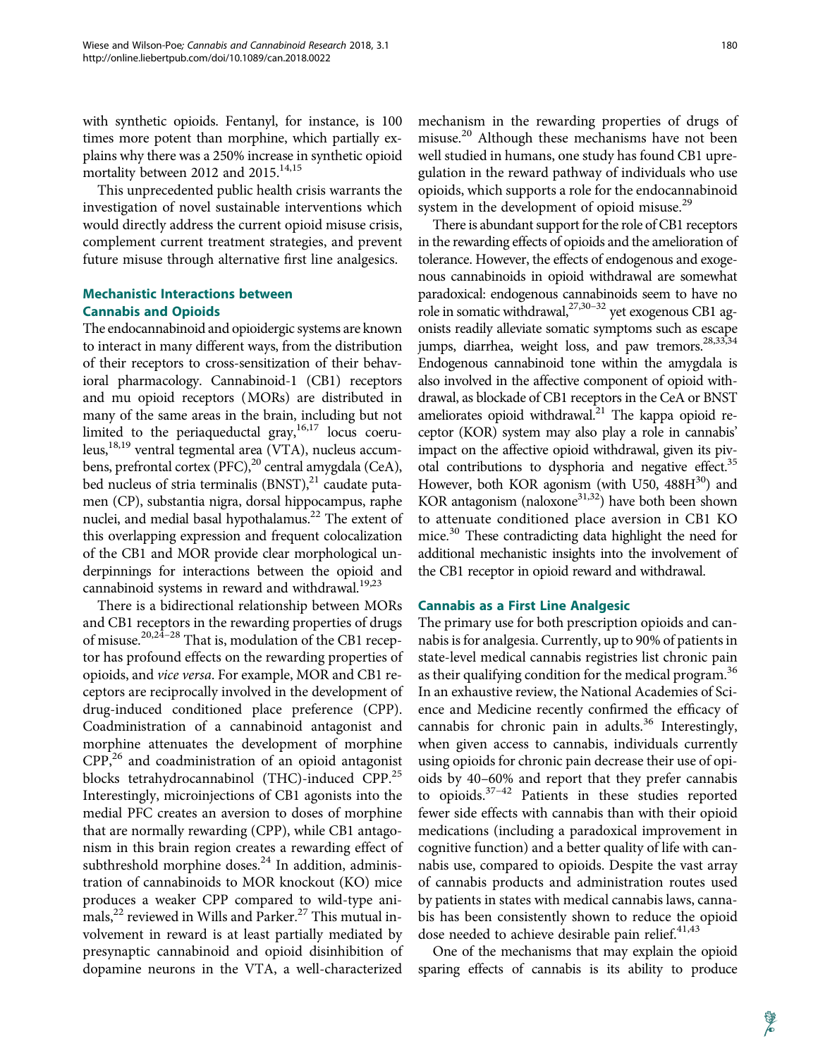with synthetic opioids. Fentanyl, for instance, is 100 times more potent than morphine, which partially explains why there was a 250% increase in synthetic opioid mortality between 2012 and 2015.[14,15]

This unprecedented public health crisis warrants the investigation of novel sustainable interventions which would directly address the current opioid misuse crisis, complement current treatment strategies, and prevent future misuse through alternative first line analgesics.

## Mechanistic Interactions between Cannabis and Opioids

The endocannabinoid and opioidergic systems are known to interact in many different ways, from the distribution of their receptors to cross-sensitization of their behavioral pharmacology. Cannabinoid-1 (CB1) receptors and mu opioid receptors (MORs) are distributed in many of the same areas in the brain, including but not limited to the periaqueductal gray,[16,17] locus coeruleus,[18,19] ventral tegmental area (VTA), nucleus accumbens, prefrontal cortex (PFC),[20] central amygdala (CeA), bed nucleus of stria terminalis (BNST),[21] caudate putamen (CP), substantia nigra, dorsal hippocampus, raphe nuclei, and medial basal hypothalamus.[22] The extent of this overlapping expression and frequent colocalization of the CB1 and MOR provide clear morphological underpinnings for interactions between the opioid and cannabinoid systems in reward and withdrawal.[19,23]

There is a bidirectional relationship between MORs and CB1 receptors in the rewarding properties of drugs of misuse.[20,24–28] That is, modulation of the CB1 receptor has profound effects on the rewarding properties of opioids, and *vice versa*. For example, MOR and CB1 receptors are reciprocally involved in the development of drug-induced conditioned place preference (CPP). Coadministration of a cannabinoid antagonist and morphine attenuates the development of morphine CPP,[26] and coadministration of an opioid antagonist blocks tetrahydrocannabinol (THC)-induced CPP.[25] Interestingly, microinjections of CB1 agonists into the medial PFC creates an aversion to doses of morphine that are normally rewarding (CPP), while CB1 antagonism in this brain region creates a rewarding effect of subthreshold morphine doses.[24] In addition, administration of cannabinoids to MOR knockout (KO) mice produces a weaker CPP compared to wild-type animals,[22] reviewed in Wills and Parker.[27] This mutual involvement in reward is at least partially mediated by presynaptic cannabinoid and opioid disinhibition of dopamine neurons in the VTA, a well-characterized mechanism in the rewarding properties of drugs of misuse.[20] Although these mechanisms have not been well studied in humans, one study has found CB1 upregulation in the reward pathway of individuals who use opioids, which supports a role for the endocannabinoid system in the development of opioid misuse.[29]

There is abundant support for the role of CB1 receptors in the rewarding effects of opioids and the amelioration of tolerance. However, the effects of endogenous and exogenous cannabinoids in opioid withdrawal are somewhat paradoxical: endogenous cannabinoids seem to have no role in somatic withdrawal,[27,30–32] yet exogenous CB1 agonists readily alleviate somatic symptoms such as escape jumps, diarrhea, weight loss, and paw tremors.[28,33,34] Endogenous cannabinoid tone within the amygdala is also involved in the affective component of opioid withdrawal, as blockade of CB1 receptors in the CeA or BNST ameliorates opioid withdrawal.[21] The kappa opioid receptor (KOR) system may also play a role in cannabis' impact on the affective opioid withdrawal, given its pivotal contributions to dysphoria and negative effect.[35] However, both KOR agonism (with U50, 488H[30]) and KOR antagonism (naloxone[31,32]) have both been shown to attenuate conditioned place aversion in CB1 KO mice.[30] These contradicting data highlight the need for additional mechanistic insights into the involvement of the CB1 receptor in opioid reward and withdrawal.

## Cannabis as a First Line Analgesic

The primary use for both prescription opioids and cannabis is for analgesia. Currently, up to 90% of patients in state-level medical cannabis registries list chronic pain as their qualifying condition for the medical program.[36] In an exhaustive review, the National Academies of Science and Medicine recently confirmed the efficacy of cannabis for chronic pain in adults.[36] Interestingly, when given access to cannabis, individuals currently using opioids for chronic pain decrease their use of opioids by 40–60% and report that they prefer cannabis to opioids.[37–42] Patients in these studies reported fewer side effects with cannabis than with their opioid medications (including a paradoxical improvement in cognitive function) and a better quality of life with cannabis use, compared to opioids. Despite the vast array of cannabis products and administration routes used by patients in states with medical cannabis laws, cannabis has been consistently shown to reduce the opioid dose needed to achieve desirable pain relief.[41,43]

One of the mechanisms that may explain the opioid sparing effects of cannabis is its ability to produce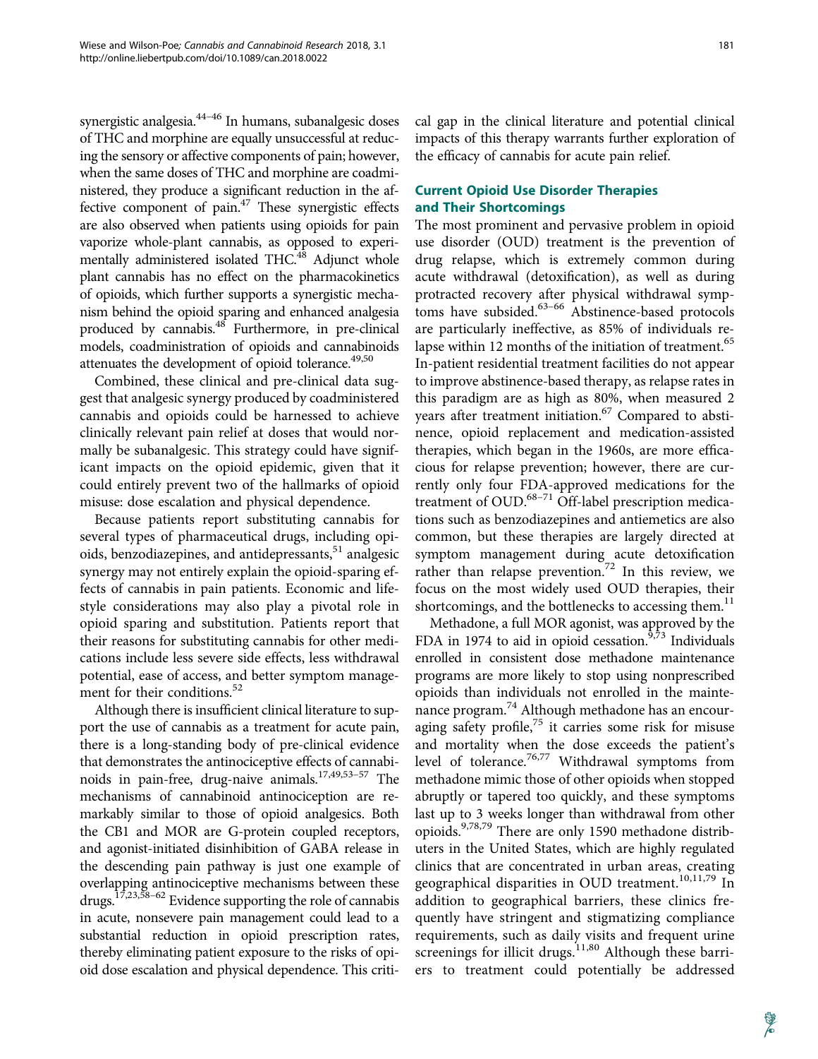synergistic analgesia.[44–46] In humans, subanalgesic doses of THC and morphine are equally unsuccessful at reducing the sensory or affective components of pain; however, when the same doses of THC and morphine are coadministered, they produce a significant reduction in the affective component of pain.[47] These synergistic effects are also observed when patients using opioids for pain vaporize whole-plant cannabis, as opposed to experimentally administered isolated THC.[48] Adjunct whole plant cannabis has no effect on the pharmacokinetics of opioids, which further supports a synergistic mechanism behind the opioid sparing and enhanced analgesia produced by cannabis.[48] Furthermore, in pre-clinical models, coadministration of opioids and cannabinoids attenuates the development of opioid tolerance.[49,50]

Combined, these clinical and pre-clinical data suggest that analgesic synergy produced by coadministered cannabis and opioids could be harnessed to achieve clinically relevant pain relief at doses that would normally be subanalgesic. This strategy could have significant impacts on the opioid epidemic, given that it could entirely prevent two of the hallmarks of opioid misuse: dose escalation and physical dependence.

Because patients report substituting cannabis for several types of pharmaceutical drugs, including opioids, benzodiazepines, and antidepressants,[51] analgesic synergy may not entirely explain the opioid-sparing effects of cannabis in pain patients. Economic and lifestyle considerations may also play a pivotal role in opioid sparing and substitution. Patients report that their reasons for substituting cannabis for other medications include less severe side effects, less withdrawal potential, ease of access, and better symptom management for their conditions.[52]

Although there is insufficient clinical literature to support the use of cannabis as a treatment for acute pain, there is a long-standing body of pre-clinical evidence that demonstrates the antinociceptive effects of cannabinoids in pain-free, drug-naive animals.[17,49,53–57] The mechanisms of cannabinoid antinociception are remarkably similar to those of opioid analgesics. Both the CB1 and MOR are G-protein coupled receptors, and agonist-initiated disinhibition of GABA release in the descending pain pathway is just one example of overlapping antinociceptive mechanisms between these drugs.[17,23,58–62] Evidence supporting the role of cannabis in acute, nonsevere pain management could lead to a substantial reduction in opioid prescription rates, thereby eliminating patient exposure to the risks of opioid dose escalation and physical dependence. This critical gap in the clinical literature and potential clinical impacts of this therapy warrants further exploration of the efficacy of cannabis for acute pain relief.

## Current Opioid Use Disorder Therapies and Their Shortcomings

The most prominent and pervasive problem in opioid use disorder (OUD) treatment is the prevention of drug relapse, which is extremely common during acute withdrawal (detoxification), as well as during protracted recovery after physical withdrawal symptoms have subsided.[63–66] Abstinence-based protocols are particularly ineffective, as 85% of individuals relapse within 12 months of the initiation of treatment.[65] In-patient residential treatment facilities do not appear to improve abstinence-based therapy, as relapse rates in this paradigm are as high as 80%, when measured 2 years after treatment initiation.[67] Compared to abstinence, opioid replacement and medication-assisted therapies, which began in the 1960s, are more efficacious for relapse prevention; however, there are currently only four FDA-approved medications for the treatment of OUD.[68–71] Off-label prescription medications such as benzodiazepines and antiemetics are also common, but these therapies are largely directed at symptom management during acute detoxification rather than relapse prevention.[72] In this review, we focus on the most widely used OUD therapies, their shortcomings, and the bottlenecks to accessing them.[11]

Methadone, a full MOR agonist, was approved by the FDA in 1974 to aid in opioid cessation.[9,73] Individuals enrolled in consistent dose methadone maintenance programs are more likely to stop using nonprescribed opioids than individuals not enrolled in the maintenance program.[74] Although methadone has an encouraging safety profile,[75] it carries some risk for misuse and mortality when the dose exceeds the patient's level of tolerance.[76,77] Withdrawal symptoms from methadone mimic those of other opioids when stopped abruptly or tapered too quickly, and these symptoms last up to 3 weeks longer than withdrawal from other opioids.[9,78,79] There are only 1590 methadone distributers in the United States, which are highly regulated clinics that are concentrated in urban areas, creating geographical disparities in OUD treatment.[10,11,79] In addition to geographical barriers, these clinics frequently have stringent and stigmatizing compliance requirements, such as daily visits and frequent urine screenings for illicit drugs.[11,80] Although these barriers to treatment could potentially be addressed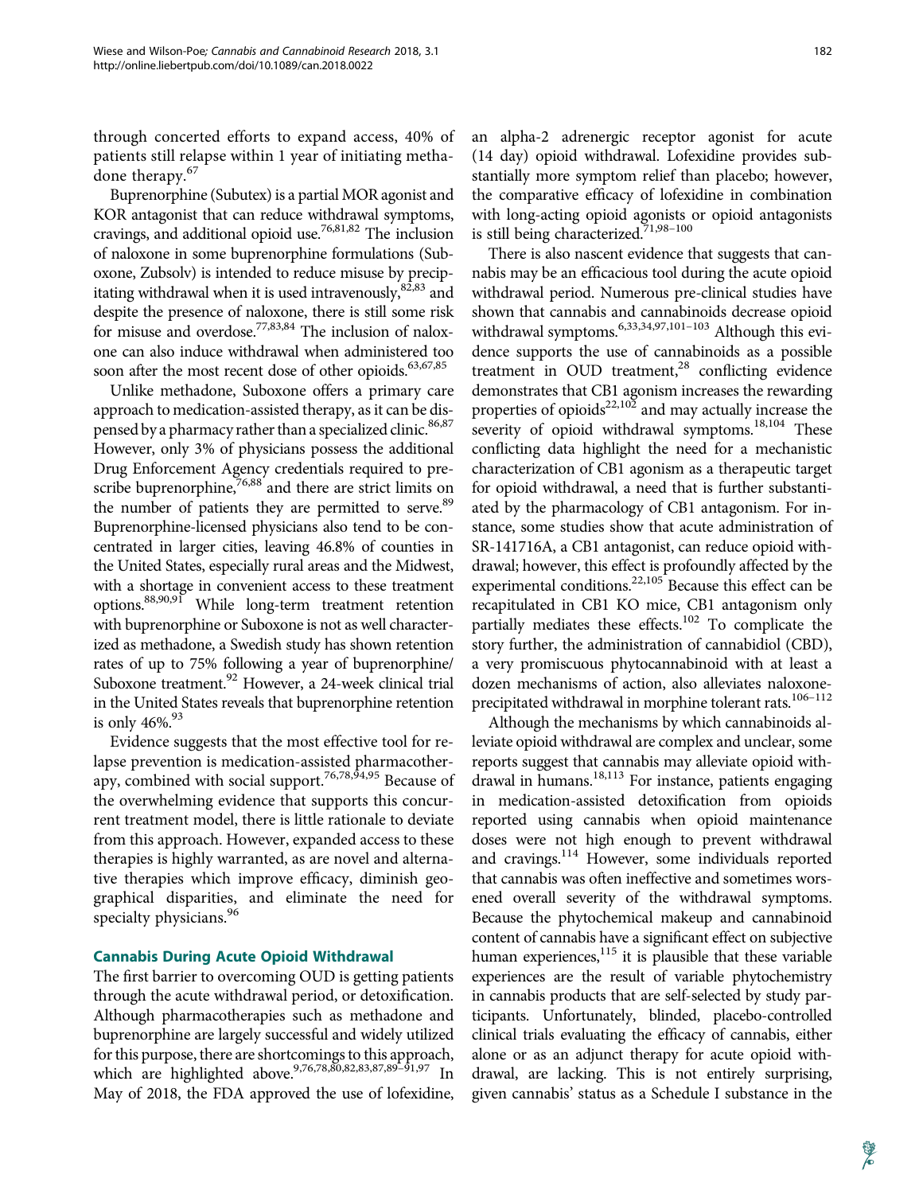through concerted efforts to expand access, 40% of patients still relapse within 1 year of initiating methadone therapy.[67]

Buprenorphine (Subutex) is a partial MOR agonist and KOR antagonist that can reduce withdrawal symptoms, cravings, and additional opioid use.[76,81,82] The inclusion of naloxone in some buprenorphine formulations (Suboxone, Zubsolv) is intended to reduce misuse by precipitating withdrawal when it is used intravenously,[82,83] and despite the presence of naloxone, there is still some risk for misuse and overdose.[77,83,84] The inclusion of naloxone can also induce withdrawal when administered too soon after the most recent dose of other opioids.[63,67,85]

Unlike methadone, Suboxone offers a primary care approach to medication-assisted therapy, as it can be dispensed by a pharmacy rather than a specialized clinic.[86,87] However, only 3% of physicians possess the additional Drug Enforcement Agency credentials required to prescribe buprenorphine,[76,88] and there are strict limits on the number of patients they are permitted to serve.[89] Buprenorphine-licensed physicians also tend to be concentrated in larger cities, leaving 46.8% of counties in the United States, especially rural areas and the Midwest, with a shortage in convenient access to these treatment options.[88,90,91] While long-term treatment retention with buprenorphine or Suboxone is not as well characterized as methadone, a Swedish study has shown retention rates of up to 75% following a year of buprenorphine/Suboxone treatment.[92] However, a 24-week clinical trial in the United States reveals that buprenorphine retention is only 46%.[93]

Evidence suggests that the most effective tool for relapse prevention is medication-assisted pharmacotherapy, combined with social support.[76,78,94,95] Because of the overwhelming evidence that supports this concurrent treatment model, there is little rationale to deviate from this approach. However, expanded access to these therapies is highly warranted, as are novel and alternative therapies which improve efficacy, diminish geographical disparities, and eliminate the need for specialty physicians.[96]

## Cannabis During Acute Opioid Withdrawal

The first barrier to overcoming OUD is getting patients through the acute withdrawal period, or detoxification. Although pharmacotherapies such as methadone and buprenorphine are largely successful and widely utilized for this purpose, there are shortcomings to this approach, which are highlighted above.[9,76,78,80,82,83,87,89–91,97] In May of 2018, the FDA approved the use of lofexidine, an alpha-2 adrenergic receptor agonist for acute (14 day) opioid withdrawal. Lofexidine provides substantially more symptom relief than placebo; however, the comparative efficacy of lofexidine in combination with long-acting opioid agonists or opioid antagonists is still being characterized.[71,98–100]

There is also nascent evidence that suggests that cannabis may be an efficacious tool during the acute opioid withdrawal period. Numerous pre-clinical studies have shown that cannabis and cannabinoids decrease opioid withdrawal symptoms.[6,33,34,97,101–103] Although this evidence supports the use of cannabinoids as a possible treatment in OUD treatment,[28] conflicting evidence demonstrates that CB1 agonism increases the rewarding properties of opioids[22,102] and may actually increase the severity of opioid withdrawal symptoms.[18,104] These conflicting data highlight the need for a mechanistic characterization of CB1 agonism as a therapeutic target for opioid withdrawal, a need that is further substantiated by the pharmacology of CB1 antagonism. For instance, some studies show that acute administration of SR-141716A, a CB1 antagonist, can reduce opioid withdrawal; however, this effect is profoundly affected by the experimental conditions.[22,105] Because this effect can be recapitulated in CB1 KO mice, CB1 antagonism only partially mediates these effects.[102] To complicate the story further, the administration of cannabidiol (CBD), a very promiscuous phytocannabinoid with at least a dozen mechanisms of action, also alleviates naloxone-precipitated withdrawal in morphine tolerant rats.[106–112]

Although the mechanisms by which cannabinoids alleviate opioid withdrawal are complex and unclear, some reports suggest that cannabis may alleviate opioid withdrawal in humans.[18,113] For instance, patients engaging in medication-assisted detoxification from opioids reported using cannabis when opioid maintenance doses were not high enough to prevent withdrawal and cravings.[114] However, some individuals reported that cannabis was often ineffective and sometimes worsened overall severity of the withdrawal symptoms. Because the phytochemical makeup and cannabinoid content of cannabis have a significant effect on subjective human experiences,[115] it is plausible that these variable experiences are the result of variable phytochemistry in cannabis products that are self-selected by study participants. Unfortunately, blinded, placebo-controlled clinical trials evaluating the efficacy of cannabis, either alone or as an adjunct therapy for acute opioid withdrawal, are lacking. This is not entirely surprising, given cannabis' status as a Schedule I substance in the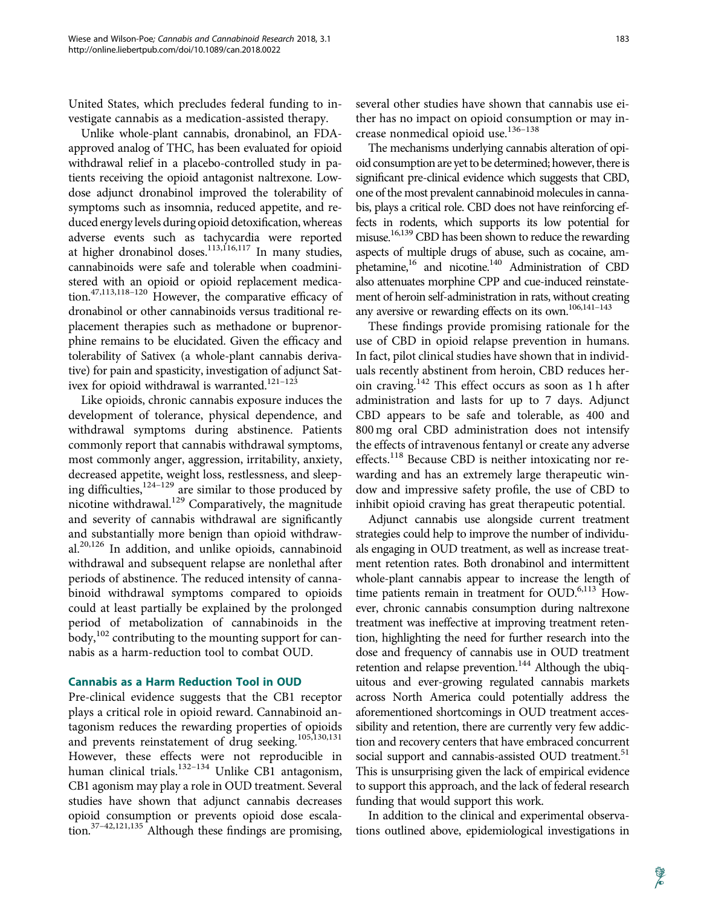United States, which precludes federal funding to investigate cannabis as a medication-assisted therapy.

Unlike whole-plant cannabis, dronabinol, an FDA-approved analog of THC, has been evaluated for opioid withdrawal relief in a placebo-controlled study in patients receiving the opioid antagonist naltrexone. Low-dose adjunct dronabinol improved the tolerability of symptoms such as insomnia, reduced appetite, and reduced energy levels during opioid detoxification, whereas adverse events such as tachycardia were reported at higher dronabinol doses.[113,116,117] In many studies, cannabinoids were safe and tolerable when coadministered with an opioid or opioid replacement medication.[47,113,118–120] However, the comparative efficacy of dronabinol or other cannabinoids versus traditional replacement therapies such as methadone or buprenorphine remains to be elucidated. Given the efficacy and tolerability of Sativex (a whole-plant cannabis derivative) for pain and spasticity, investigation of adjunct Sativex for opioid withdrawal is warranted.[121–123]

Like opioids, chronic cannabis exposure induces the development of tolerance, physical dependence, and withdrawal symptoms during abstinence. Patients commonly report that cannabis withdrawal symptoms, most commonly anger, aggression, irritability, anxiety, decreased appetite, weight loss, restlessness, and sleeping difficulties,[124–129] are similar to those produced by nicotine withdrawal.[129] Comparatively, the magnitude and severity of cannabis withdrawal are significantly and substantially more benign than opioid withdrawal.[20,126] In addition, and unlike opioids, cannabinoid withdrawal and subsequent relapse are nonlethal after periods of abstinence. The reduced intensity of cannabinoid withdrawal symptoms compared to opioids could at least partially be explained by the prolonged period of metabolization of cannabinoids in the body,[102] contributing to the mounting support for cannabis as a harm-reduction tool to combat OUD.

## Cannabis as a Harm Reduction Tool in OUD

Pre-clinical evidence suggests that the CB1 receptor plays a critical role in opioid reward. Cannabinoid antagonism reduces the rewarding properties of opioids and prevents reinstatement of drug seeking.[105,130,131] However, these effects were not reproducible in human clinical trials.[132–134] Unlike CB1 antagonism, CB1 agonism may play a role in OUD treatment. Several studies have shown that adjunct cannabis decreases opioid consumption or prevents opioid dose escalation.[37–42,121,135] Although these findings are promising, several other studies have shown that cannabis use either has no impact on opioid consumption or may increase nonmedical opioid use.[136–138]

The mechanisms underlying cannabis alteration of opioid consumption are yet to be determined; however, there is significant pre-clinical evidence which suggests that CBD, one of the most prevalent cannabinoid molecules in cannabis, plays a critical role. CBD does not have reinforcing effects in rodents, which supports its low potential for misuse.[16,139] CBD has been shown to reduce the rewarding aspects of multiple drugs of abuse, such as cocaine, amphetamine,[16] and nicotine.[140] Administration of CBD also attenuates morphine CPP and cue-induced reinstatement of heroin self-administration in rats, without creating any aversive or rewarding effects on its own.[106,141–143]

These findings provide promising rationale for the use of CBD in opioid relapse prevention in humans. In fact, pilot clinical studies have shown that in individuals recently abstinent from heroin, CBD reduces heroin craving.[142] This effect occurs as soon as 1 h after administration and lasts for up to 7 days. Adjunct CBD appears to be safe and tolerable, as 400 and 800 mg oral CBD administration does not intensify the effects of intravenous fentanyl or create any adverse effects.[118] Because CBD is neither intoxicating nor rewarding and has an extremely large therapeutic window and impressive safety profile, the use of CBD to inhibit opioid craving has great therapeutic potential.

Adjunct cannabis use alongside current treatment strategies could help to improve the number of individuals engaging in OUD treatment, as well as increase treatment retention rates. Both dronabinol and intermittent whole-plant cannabis appear to increase the length of time patients remain in treatment for OUD.[6,113] However, chronic cannabis consumption during naltrexone treatment was ineffective at improving treatment retention, highlighting the need for further research into the dose and frequency of cannabis use in OUD treatment retention and relapse prevention.[144] Although the ubiquitous and ever-growing regulated cannabis markets across North America could potentially address the aforementioned shortcomings in OUD treatment accessibility and retention, there are currently very few addiction and recovery centers that have embraced concurrent social support and cannabis-assisted OUD treatment.[51] This is unsurprising given the lack of empirical evidence to support this approach, and the lack of federal research funding that would support this work.

In addition to the clinical and experimental observations outlined above, epidemiological investigations in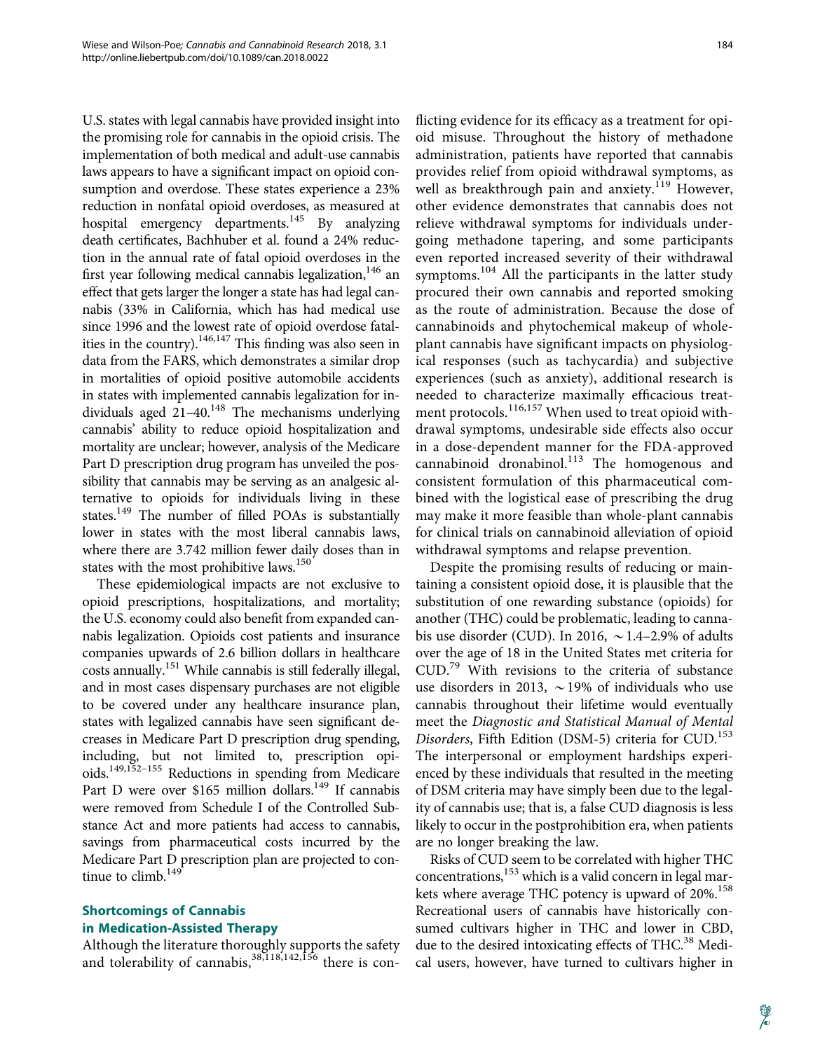U.S. states with legal cannabis have provided insight into the promising role for cannabis in the opioid crisis. The implementation of both medical and adult-use cannabis laws appears to have a significant impact on opioid consumption and overdose. These states experience a 23% reduction in nonfatal opioid overdoses, as measured at hospital emergency departments.[145] By analyzing death certificates, Bachhuber et al. found a 24% reduction in the annual rate of fatal opioid overdoses in the first year following medical cannabis legalization,[146] an effect that gets larger the longer a state has had legal cannabis (33% in California, which has had medical use since 1996 and the lowest rate of opioid overdose fatalities in the country).[146,147] This finding was also seen in data from the FARS, which demonstrates a similar drop in mortalities of opioid positive automobile accidents in states with implemented cannabis legalization for individuals aged 21–40.[148] The mechanisms underlying cannabis' ability to reduce opioid hospitalization and mortality are unclear; however, analysis of the Medicare Part D prescription drug program has unveiled the possibility that cannabis may be serving as an analgesic alternative to opioids for individuals living in these states.[149] The number of filled POAs is substantially lower in states with the most liberal cannabis laws, where there are 3.742 million fewer daily doses than in states with the most prohibitive laws.[150]

These epidemiological impacts are not exclusive to opioid prescriptions, hospitalizations, and mortality; the U.S. economy could also benefit from expanded cannabis legalization. Opioids cost patients and insurance companies upwards of 2.6 billion dollars in healthcare costs annually.[151] While cannabis is still federally illegal, and in most cases dispensary purchases are not eligible to be covered under any healthcare insurance plan, states with legalized cannabis have seen significant decreases in Medicare Part D prescription drug spending, including, but not limited to, prescription opioids.[149,152–155] Reductions in spending from Medicare Part D were over $165 million dollars.[149] If cannabis were removed from Schedule I of the Controlled Substance Act and more patients had access to cannabis, savings from pharmaceutical costs incurred by the Medicare Part D prescription plan are projected to continue to climb.[149]

## Shortcomings of Cannabis in Medication-Assisted Therapy

Although the literature thoroughly supports the safety and tolerability of cannabis,[38,118,142,156] there is conflicting evidence for its efficacy as a treatment for opioid misuse. Throughout the history of methadone administration, patients have reported that cannabis provides relief from opioid withdrawal symptoms, as well as breakthrough pain and anxiety.[119] However, other evidence demonstrates that cannabis does not relieve withdrawal symptoms for individuals undergoing methadone tapering, and some participants even reported increased severity of their withdrawal symptoms.[104] All the participants in the latter study procured their own cannabis and reported smoking as the route of administration. Because the dose of cannabinoids and phytochemical makeup of whole-plant cannabis have significant impacts on physiological responses (such as tachycardia) and subjective experiences (such as anxiety), additional research is needed to characterize maximally efficacious treatment protocols.[116,157] When used to treat opioid withdrawal symptoms, undesirable side effects also occur in a dose-dependent manner for the FDA-approved cannabinoid dronabinol.[113] The homogenous and consistent formulation of this pharmaceutical combined with the logistical ease of prescribing the drug may make it more feasible than whole-plant cannabis for clinical trials on cannabinoid alleviation of opioid withdrawal symptoms and relapse prevention.

Despite the promising results of reducing or maintaining a consistent opioid dose, it is plausible that the substitution of one rewarding substance (opioids) for another (THC) could be problematic, leading to cannabis use disorder (CUD). In 2016, ~1.4–2.9% of adults over the age of 18 in the United States met criteria for CUD.[79] With revisions to the criteria of substance use disorders in 2013, ~19% of individuals who use cannabis throughout their lifetime would eventually meet the *Diagnostic and Statistical Manual of Mental Disorders*, Fifth Edition (DSM-5) criteria for CUD.[153] The interpersonal or employment hardships experienced by these individuals that resulted in the meeting of DSM criteria may have simply been due to the legality of cannabis use; that is, a false CUD diagnosis is less likely to occur in the postprohibition era, when patients are no longer breaking the law.

Risks of CUD seem to be correlated with higher THC concentrations,[153] which is a valid concern in legal markets where average THC potency is upward of 20%.[158] Recreational users of cannabis have historically consumed cultivars higher in THC and lower in CBD, due to the desired intoxicating effects of THC.[38] Medical users, however, have turned to cultivars higher in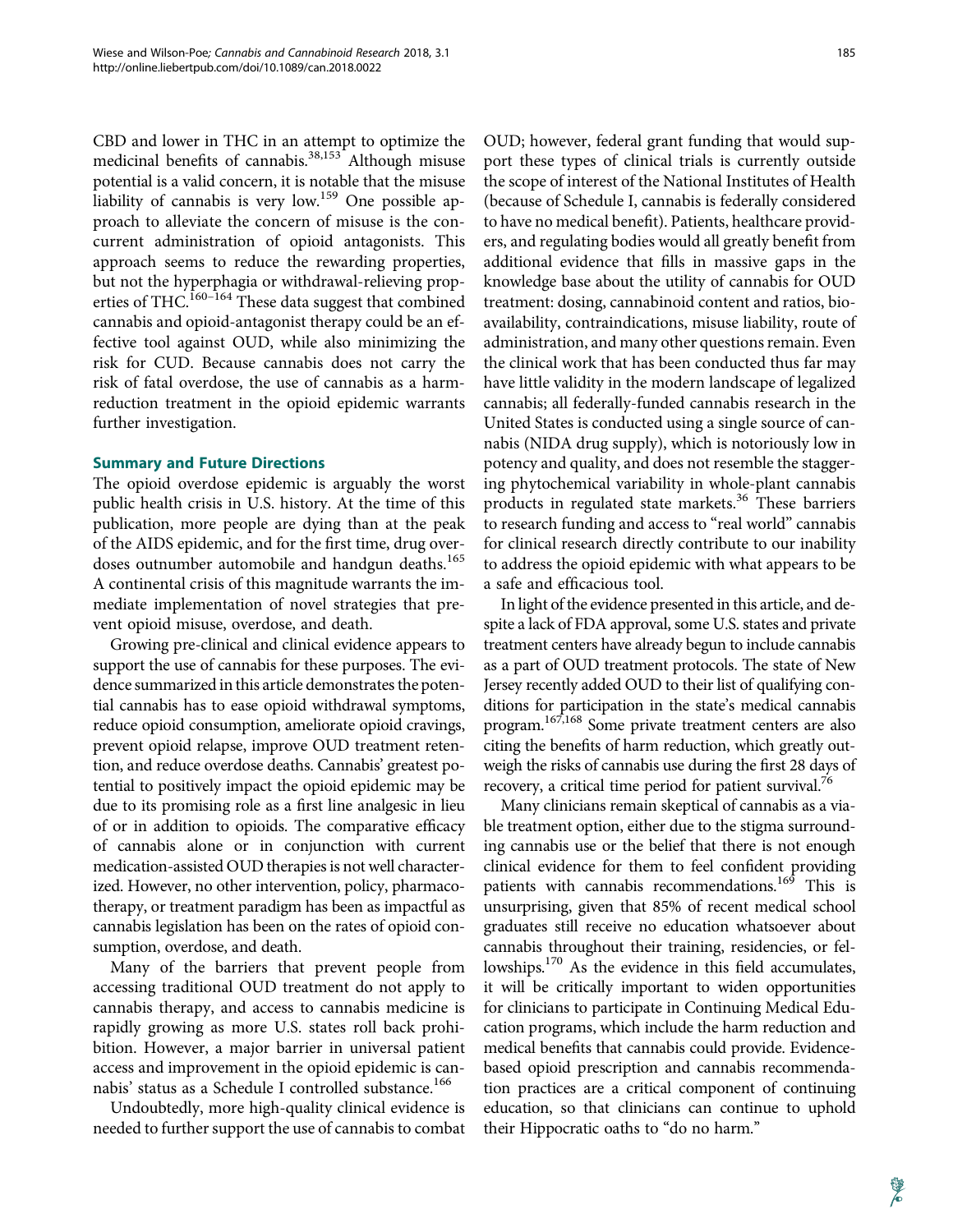CBD and lower in THC in an attempt to optimize the medicinal benefits of cannabis.[38,153] Although misuse potential is a valid concern, it is notable that the misuse liability of cannabis is very low.[159] One possible approach to alleviate the concern of misuse is the concurrent administration of opioid antagonists. This approach seems to reduce the rewarding properties, but not the hyperphagia or withdrawal-relieving properties of THC.[160–164] These data suggest that combined cannabis and opioid-antagonist therapy could be an effective tool against OUD, while also minimizing the risk for CUD. Because cannabis does not carry the risk of fatal overdose, the use of cannabis as a harm-reduction treatment in the opioid epidemic warrants further investigation.

## Summary and Future Directions

The opioid overdose epidemic is arguably the worst public health crisis in U.S. history. At the time of this publication, more people are dying than at the peak of the AIDS epidemic, and for the first time, drug overdoses outnumber automobile and handgun deaths.[165] A continental crisis of this magnitude warrants the immediate implementation of novel strategies that prevent opioid misuse, overdose, and death.

Growing pre-clinical and clinical evidence appears to support the use of cannabis for these purposes. The evidence summarized in this article demonstrates the potential cannabis has to ease opioid withdrawal symptoms, reduce opioid consumption, ameliorate opioid cravings, prevent opioid relapse, improve OUD treatment retention, and reduce overdose deaths. Cannabis' greatest potential to positively impact the opioid epidemic may be due to its promising role as a first line analgesic in lieu of or in addition to opioids. The comparative efficacy of cannabis alone or in conjunction with current medication-assisted OUD therapies is not well characterized. However, no other intervention, policy, pharmacotherapy, or treatment paradigm has been as impactful as cannabis legislation has been on the rates of opioid consumption, overdose, and death.

Many of the barriers that prevent people from accessing traditional OUD treatment do not apply to cannabis therapy, and access to cannabis medicine is rapidly growing as more U.S. states roll back prohibition. However, a major barrier in universal patient access and improvement in the opioid epidemic is cannabis' status as a Schedule I controlled substance.[166]

Undoubtedly, more high-quality clinical evidence is needed to further support the use of cannabis to combat OUD; however, federal grant funding that would support these types of clinical trials is currently outside the scope of interest of the National Institutes of Health (because of Schedule I, cannabis is federally considered to have no medical benefit). Patients, healthcare providers, and regulating bodies would all greatly benefit from additional evidence that fills in massive gaps in the knowledge base about the utility of cannabis for OUD treatment: dosing, cannabinoid content and ratios, bioavailability, contraindications, misuse liability, route of administration, and many other questions remain. Even the clinical work that has been conducted thus far may have little validity in the modern landscape of legalized cannabis; all federally-funded cannabis research in the United States is conducted using a single source of cannabis (NIDA drug supply), which is notoriously low in potency and quality, and does not resemble the staggering phytochemical variability in whole-plant cannabis products in regulated state markets.[36] These barriers to research funding and access to "real world" cannabis for clinical research directly contribute to our inability to address the opioid epidemic with what appears to be a safe and efficacious tool.

In light of the evidence presented in this article, and despite a lack of FDA approval, some U.S. states and private treatment centers have already begun to include cannabis as a part of OUD treatment protocols. The state of New Jersey recently added OUD to their list of qualifying conditions for participation in the state's medical cannabis program.[167,168] Some private treatment centers are also citing the benefits of harm reduction, which greatly outweigh the risks of cannabis use during the first 28 days of recovery, a critical time period for patient survival.[76]

Many clinicians remain skeptical of cannabis as a viable treatment option, either due to the stigma surrounding cannabis use or the belief that there is not enough clinical evidence for them to feel confident providing patients with cannabis recommendations.[169] This is unsurprising, given that 85% of recent medical school graduates still receive no education whatsoever about cannabis throughout their training, residencies, or fellowships.[170] As the evidence in this field accumulates, it will be critically important to widen opportunities for clinicians to participate in Continuing Medical Education programs, which include the harm reduction and medical benefits that cannabis could provide. Evidence-based opioid prescription and cannabis recommendation practices are a critical component of continuing education, so that clinicians can continue to uphold their Hippocratic oaths to "do no harm."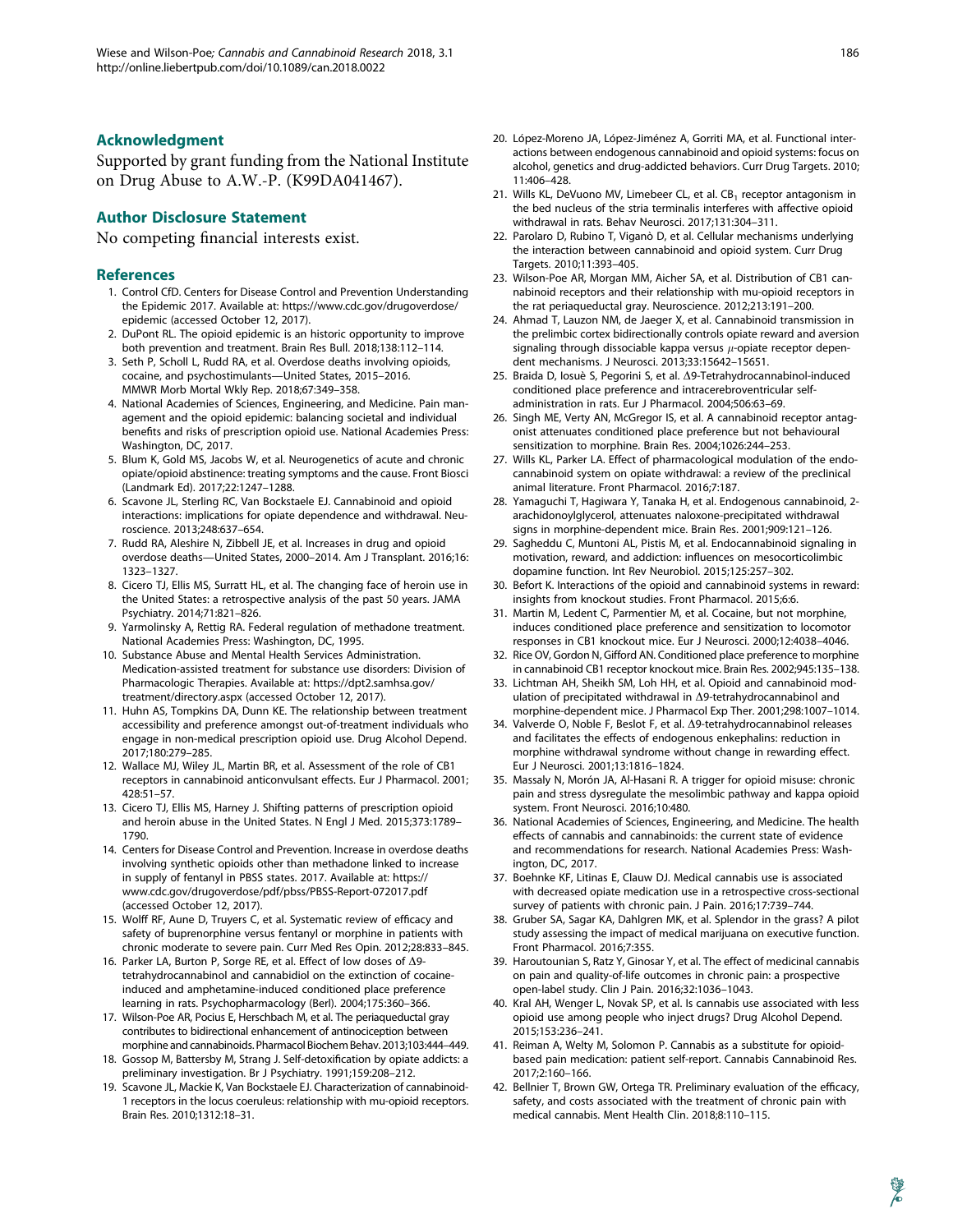## Acknowledgment

Supported by grant funding from the National Institute on Drug Abuse to A.W.-P. (K99DA041467).

## Author Disclosure Statement

No competing financial interests exist.

## References

1. Control CfD. Centers for Disease Control and Prevention Understanding the Epidemic 2017. Available at: https://www.cdc.gov/drugoverdose/epidemic (accessed October 12, 2017).
2. DuPont RL. The opioid epidemic is an historic opportunity to improve both prevention and treatment. Brain Res Bull. 2018;138:112–114.
3. Seth P, Scholl L, Rudd RA, et al. Overdose deaths involving opioids, cocaine, and psychostimulants—United States, 2015–2016. MMWR Morb Mortal Wkly Rep. 2018;67:349–358.
4. National Academies of Sciences, Engineering, and Medicine. Pain management and the opioid epidemic: balancing societal and individual benefits and risks of prescription opioid use. National Academies Press: Washington, DC, 2017.
5. Blum K, Gold MS, Jacobs W, et al. Neurogenetics of acute and chronic opiate/opioid abstinence: treating symptoms and the cause. Front Biosci (Landmark Ed). 2017;22:1247–1288.
6. Scavone JL, Sterling RC, Van Bockstaele EJ. Cannabinoid and opioid interactions: implications for opiate dependence and withdrawal. Neuroscience. 2013;248:637–654.
7. Rudd RA, Aleshire N, Zibbell JE, et al. Increases in drug and opioid overdose deaths—United States, 2000–2014. Am J Transplant. 2016;16:1323–1327.
8. Cicero TJ, Ellis MS, Surratt HL, et al. The changing face of heroin use in the United States: a retrospective analysis of the past 50 years. JAMA Psychiatry. 2014;71:821–826.
9. Yarmolinsky A, Rettig RA. Federal regulation of methadone treatment. National Academies Press: Washington, DC, 1995.
10. Substance Abuse and Mental Health Services Administration. Medication-assisted treatment for substance use disorders: Division of Pharmacologic Therapies. Available at: https://dpt2.samhsa.gov/treatment/directory.aspx (accessed October 12, 2017).
11. Huhn AS, Tompkins DA, Dunn KE. The relationship between treatment accessibility and preference amongst out-of-treatment individuals who engage in non-medical prescription opioid use. Drug Alcohol Depend. 2017;180:279–285.
12. Wallace MJ, Wiley JL, Martin BR, et al. Assessment of the role of CB1 receptors in cannabinoid anticonvulsant effects. Eur J Pharmacol. 2001;428:51–57.
13. Cicero TJ, Ellis MS, Harney J. Shifting patterns of prescription opioid and heroin abuse in the United States. N Engl J Med. 2015;373:1789–1790.
14. Centers for Disease Control and Prevention. Increase in overdose deaths involving synthetic opioids other than methadone linked to increase in supply of fentanyl in PBSS states. 2017. Available at: https://www.cdc.gov/drugoverdose/pdf/pbss/PBSS-Report-072017.pdf (accessed October 12, 2017).
15. Wolff RF, Aune D, Truyers C, et al. Systematic review of efficacy and safety of buprenorphine versus fentanyl or morphine in patients with chronic moderate to severe pain. Curr Med Res Opin. 2012;28:833–845.
16. Parker LA, Burton P, Sorge RE, et al. Effect of low doses of Δ9-tetrahydrocannabinol and cannabidiol on the extinction of cocaine-induced and amphetamine-induced conditioned place preference learning in rats. Psychopharmacology (Berl). 2004;175:360–366.
17. Wilson-Poe AR, Pocius E, Herschbach M, et al. The periaqueductal gray contributes to bidirectional enhancement of antinociception between morphine and cannabinoids. Pharmacol Biochem Behav. 2013;103:444–449.
18. Gossop M, Battersby M, Strang J. Self-detoxification by opiate addicts: a preliminary investigation. Br J Psychiatry. 1991;159:208–212.
19. Scavone JL, Mackie K, Van Bockstaele EJ. Characterization of cannabinoid-1 receptors in the locus coeruleus: relationship with mu-opioid receptors. Brain Res. 2010;1312:18–31.
20. López-Moreno JA, López-Jiménez A, Gorriti MA, et al. Functional interactions between endogenous cannabinoid and opioid systems: focus on alcohol, genetics and drug-addicted behaviors. Curr Drug Targets. 2010;11:406–428.
21. Wills KL, DeVuono MV, Limebeer CL, et al. $CB_1$ receptor antagonism in the bed nucleus of the stria terminalis interferes with affective opioid withdrawal in rats. Behav Neurosci. 2017;131:304–311.
22. Parolaro D, Rubino T, Viganò D, et al. Cellular mechanisms underlying the interaction between cannabinoid and opioid system. Curr Drug Targets. 2010;11:393–405.
23. Wilson-Poe AR, Morgan MM, Aicher SA, et al. Distribution of CB1 cannabinoid receptors and their relationship with mu-opioid receptors in the rat periaqueductal gray. Neuroscience. 2012;213:191–200.
24. Ahmad T, Lauzon NM, de Jaeger X, et al. Cannabinoid transmission in the prelimbic cortex bidirectionally controls opiate reward and aversion signaling through dissociable kappa versus $\mu$-opiate receptor dependent mechanisms. J Neurosci. 2013;33:15642–15651.
25. Braida D, Iosuè S, Pegorini S, et al. Δ9-Tetrahydrocannabinol-induced conditioned place preference and intracerebroventricular self-administration in rats. Eur J Pharmacol. 2004;506:63–69.
26. Singh ME, Verty AN, McGregor IS, et al. A cannabinoid receptor antagonist attenuates conditioned place preference but not behavioural sensitization to morphine. Brain Res. 2004;1026:244–253.
27. Wills KL, Parker LA. Effect of pharmacological modulation of the endocannabinoid system on opiate withdrawal: a review of the preclinical animal literature. Front Pharmacol. 2016;7:187.
28. Yamaguchi T, Hagiwara Y, Tanaka H, et al. Endogenous cannabinoid, 2-arachidonoylglycerol, attenuates naloxone-precipitated withdrawal signs in morphine-dependent mice. Brain Res. 2001;909:121–126.
29. Sagheddu C, Muntoni AL, Pistis M, et al. Endocannabinoid signaling in motivation, reward, and addiction: influences on mesocorticolimbic dopamine function. Int Rev Neurobiol. 2015;125:257–302.
30. Befort K. Interactions of the opioid and cannabinoid systems in reward: insights from knockout studies. Front Pharmacol. 2015;6:6.
31. Martin M, Ledent C, Parmentier M, et al. Cocaine, but not morphine, induces conditioned place preference and sensitization to locomotor responses in CB1 knockout mice. Eur J Neurosci. 2000;12:4038–4046.
32. Rice OV, Gordon N, Gifford AN. Conditioned place preference to morphine in cannabinoid CB1 receptor knockout mice. Brain Res. 2002;945:135–138.
33. Lichtman AH, Sheikh SM, Loh HH, et al. Opioid and cannabinoid modulation of precipitated withdrawal in Δ9-tetrahydrocannabinol and morphine-dependent mice. J Pharmacol Exp Ther. 2001;298:1007–1014.
34. Valverde O, Noble F, Beslot F, et al. Δ9-tetrahydrocannabinol releases and facilitates the effects of endogenous enkephalins: reduction in morphine withdrawal syndrome without change in rewarding effect. Eur J Neurosci. 2001;13:1816–1824.
35. Massaly N, Morón JA, Al-Hasani R. A trigger for opioid misuse: chronic pain and stress dysregulate the mesolimbic pathway and kappa opioid system. Front Neurosci. 2016;10:480.
36. National Academies of Sciences, Engineering, and Medicine. The health effects of cannabis and cannabinoids: the current state of evidence and recommendations for research. National Academies Press: Washington, DC, 2017.
37. Boehnke KF, Litinas E, Clauw DJ. Medical cannabis use is associated with decreased opiate medication use in a retrospective cross-sectional survey of patients with chronic pain. J Pain. 2016;17:739–744.
38. Gruber SA, Sagar KA, Dahlgren MK, et al. Splendor in the grass? A pilot study assessing the impact of medical marijuana on executive function. Front Pharmacol. 2016;7:355.
39. Haroutounian S, Ratz Y, Ginosar Y, et al. The effect of medicinal cannabis on pain and quality-of-life outcomes in chronic pain: a prospective open-label study. Clin J Pain. 2016;32:1036–1043.
40. Kral AH, Wenger L, Novak SP, et al. Is cannabis use associated with less opioid use among people who inject drugs? Drug Alcohol Depend. 2015;153:236–241.
41. Reiman A, Welty M, Solomon P. Cannabis as a substitute for opioid-based pain medication: patient self-report. Cannabis Cannabinoid Res. 2017;2:160–166.
42. Bellnier T, Brown GW, Ortega TR. Preliminary evaluation of the efficacy, safety, and costs associated with the treatment of chronic pain with medical cannabis. Ment Health Clin. 2018;8:110–115.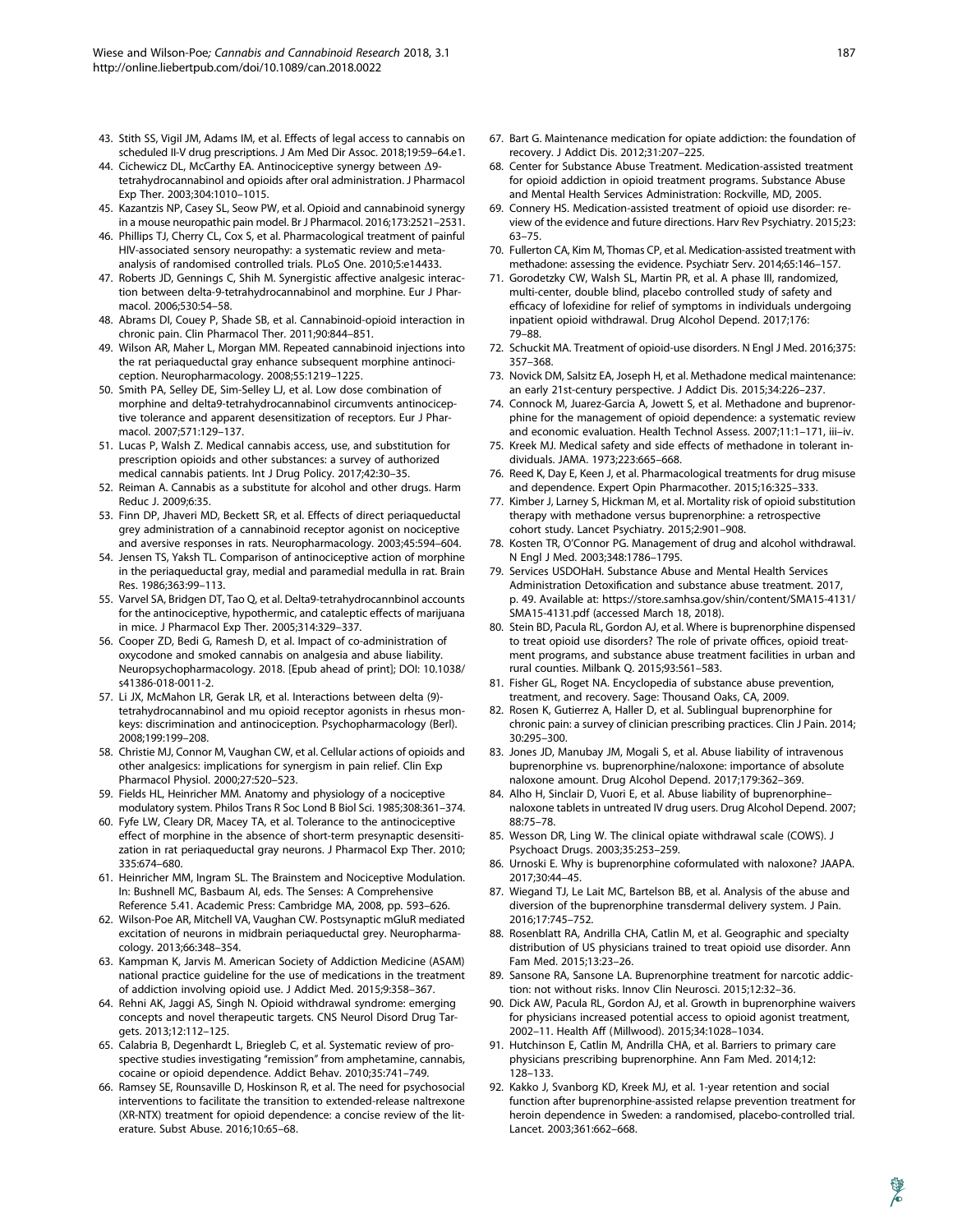43. Stith SS, Vigil JM, Adams IM, et al. Effects of legal access to cannabis on scheduled II-V drug prescriptions. J Am Med Dir Assoc. 2018;19:59–64.e1.
44. Cichewicz DL, McCarthy EA. Antinociceptive synergy between Δ9-tetrahydrocannabinol and opioids after oral administration. J Pharmacol Exp Ther. 2003;304:1010–1015.
45. Kazantzis NP, Casey SL, Seow PW, et al. Opioid and cannabinoid synergy in a mouse neuropathic pain model. Br J Pharmacol. 2016;173:2521–2531.
46. Phillips TJ, Cherry CL, Cox S, et al. Pharmacological treatment of painful HIV-associated sensory neuropathy: a systematic review and meta-analysis of randomised controlled trials. PLoS One. 2010;5:e14433.
47. Roberts JD, Gennings C, Shih M. Synergistic affective analgesic interaction between delta-9-tetrahydrocannabinol and morphine. Eur J Pharmacol. 2006;530:54–58.
48. Abrams DI, Couey P, Shade SB, et al. Cannabinoid-opioid interaction in chronic pain. Clin Pharmacol Ther. 2011;90:844–851.
49. Wilson AR, Maher L, Morgan MM. Repeated cannabinoid injections into the rat periaqueductal gray enhance subsequent morphine antinociception. Neuropharmacology. 2008;55:1219–1225.
50. Smith PA, Selley DE, Sim-Selley LJ, et al. Low dose combination of morphine and delta9-tetrahydrocannabinol circumvents antinociceptive tolerance and apparent desensitization of receptors. Eur J Pharmacol. 2007;571:129–137.
51. Lucas P, Walsh Z. Medical cannabis access, use, and substitution for prescription opioids and other substances: a survey of authorized medical cannabis patients. Int J Drug Policy. 2017;42:30–35.
52. Reiman A. Cannabis as a substitute for alcohol and other drugs. Harm Reduc J. 2009;6:35.
53. Finn DP, Jhaveri MD, Beckett SR, et al. Effects of direct periaqueductal grey administration of a cannabinoid receptor agonist on nociceptive and aversive responses in rats. Neuropharmacology. 2003;45:594–604.
54. Jensen TS, Yaksh TL. Comparison of antinociceptive action of morphine in the periaqueductal gray, medial and paramedial medulla in rat. Brain Res. 1986;363:99–113.
55. Varvel SA, Bridgen DT, Tao Q, et al. Delta9-tetrahydrocannbinol accounts for the antinociceptive, hypothermic, and cataleptic effects of marijuana in mice. J Pharmacol Exp Ther. 2005;314:329–337.
56. Cooper ZD, Bedi G, Ramesh D, et al. Impact of co-administration of oxycodone and smoked cannabis on analgesia and abuse liability. Neuropsychopharmacology. 2018. [Epub ahead of print]; DOI: 10.1038/s41386-018-0011-2.
57. Li JX, McMahon LR, Gerak LR, et al. Interactions between delta (9)-tetrahydrocannabinol and mu opioid receptor agonists in rhesus monkeys: discrimination and antinociception. Psychopharmacology (Berl). 2008;199:199–208.
58. Christie MJ, Connor M, Vaughan CW, et al. Cellular actions of opioids and other analgesics: implications for synergism in pain relief. Clin Exp Pharmacol Physiol. 2000;27:520–523.
59. Fields HL, Heinricher MM. Anatomy and physiology of a nociceptive modulatory system. Philos Trans R Soc Lond B Biol Sci. 1985;308:361–374.
60. Fyfe LW, Cleary DR, Macey TA, et al. Tolerance to the antinociceptive effect of morphine in the absence of short-term presynaptic desensitization in rat periaqueductal gray neurons. J Pharmacol Exp Ther. 2010;335:674–680.
61. Heinricher MM, Ingram SL. The Brainstem and Nociceptive Modulation. In: Bushnell MC, Basbaum AI, eds. The Senses: A Comprehensive Reference 5.41. Academic Press: Cambridge MA, 2008, pp. 593–626.
62. Wilson-Poe AR, Mitchell VA, Vaughan CW. Postsynaptic mGluR mediated excitation of neurons in midbrain periaqueductal grey. Neuropharmacology. 2013;66:348–354.
63. Kampman K, Jarvis M. American Society of Addiction Medicine (ASAM) national practice guideline for the use of medications in the treatment of addiction involving opioid use. J Addict Med. 2015;9:358–367.
64. Rehni AK, Jaggi AS, Singh N. Opioid withdrawal syndrome: emerging concepts and novel therapeutic targets. CNS Neurol Disord Drug Targets. 2013;12:112–125.
65. Calabria B, Degenhardt L, Briegleb C, et al. Systematic review of prospective studies investigating "remission" from amphetamine, cannabis, cocaine or opioid dependence. Addict Behav. 2010;35:741–749.
66. Ramsey SE, Rounsaville D, Hoskinson R, et al. The need for psychosocial interventions to facilitate the transition to extended-release naltrexone (XR-NTX) treatment for opioid dependence: a concise review of the literature. Subst Abuse. 2016;10:65–68.
67. Bart G. Maintenance medication for opiate addiction: the foundation of recovery. J Addict Dis. 2012;31:207–225.
68. Center for Substance Abuse Treatment. Medication-assisted treatment for opioid addiction in opioid treatment programs. Substance Abuse and Mental Health Services Administration: Rockville, MD, 2005.
69. Connery HS. Medication-assisted treatment of opioid use disorder: review of the evidence and future directions. Harv Rev Psychiatry. 2015;23:63–75.
70. Fullerton CA, Kim M, Thomas CP, et al. Medication-assisted treatment with methadone: assessing the evidence. Psychiatr Serv. 2014;65:146–157.
71. Gorodetzky CW, Walsh SL, Martin PR, et al. A phase III, randomized, multi-center, double blind, placebo controlled study of safety and efficacy of lofexidine for relief of symptoms in individuals undergoing inpatient opioid withdrawal. Drug Alcohol Depend. 2017;176:79–88.
72. Schuckit MA. Treatment of opioid-use disorders. N Engl J Med. 2016;375:357–368.
73. Novick DM, Salsitz EA, Joseph H, et al. Methadone medical maintenance: an early 21st-century perspective. J Addict Dis. 2015;34:226–237.
74. Connock M, Juarez-Garcia A, Jowett S, et al. Methadone and buprenorphine for the management of opioid dependence: a systematic review and economic evaluation. Health Technol Assess. 2007;11:1–171, iii–iv.
75. Kreek MJ. Medical safety and side effects of methadone in tolerant individuals. JAMA. 1973;223:665–668.
76. Reed K, Day E, Keen J, et al. Pharmacological treatments for drug misuse and dependence. Expert Opin Pharmacother. 2015;16:325–333.
77. Kimber J, Larney S, Hickman M, et al. Mortality risk of opioid substitution therapy with methadone versus buprenorphine: a retrospective cohort study. Lancet Psychiatry. 2015;2:901–908.
78. Kosten TR, O'Connor PG. Management of drug and alcohol withdrawal. N Engl J Med. 2003;348:1786–1795.
79. Services USDOHaH. Substance Abuse and Mental Health Services Administration Detoxification and substance abuse treatment. 2017, p. 49. Available at: https://store.samhsa.gov/shin/content/SMA15-4131/SMA15-4131.pdf (accessed March 18, 2018).
80. Stein BD, Pacula RL, Gordon AJ, et al. Where is buprenorphine dispensed to treat opioid use disorders? The role of private offices, opioid treatment programs, and substance abuse treatment facilities in urban and rural counties. Milbank Q. 2015;93:561–583.
81. Fisher GL, Roget NA. Encyclopedia of substance abuse prevention, treatment, and recovery. Sage: Thousand Oaks, CA, 2009.
82. Rosen K, Gutierrez A, Haller D, et al. Sublingual buprenorphine for chronic pain: a survey of clinician prescribing practices. Clin J Pain. 2014;30:295–300.
83. Jones JD, Manubay JM, Mogali S, et al. Abuse liability of intravenous buprenorphine vs. buprenorphine/naloxone: importance of absolute naloxone amount. Drug Alcohol Depend. 2017;179:362–369.
84. Alho H, Sinclair D, Vuori E, et al. Abuse liability of buprenorphine–naloxone tablets in untreated IV drug users. Drug Alcohol Depend. 2007;88:75–78.
85. Wesson DR, Ling W. The clinical opiate withdrawal scale (COWS). J Psychoact Drugs. 2003;35:253–259.
86. Urnoski E. Why is buprenorphine coformulated with naloxone? JAAPA. 2017;30:44–45.
87. Wiegand TJ, Le Lait MC, Bartelson BB, et al. Analysis of the abuse and diversion of the buprenorphine transdermal delivery system. J Pain. 2016;17:745–752.
88. Rosenblatt RA, Andrilla CHA, Catlin M, et al. Geographic and specialty distribution of US physicians trained to treat opioid use disorder. Ann Fam Med. 2015;13:23–26.
89. Sansone RA, Sansone LA. Buprenorphine treatment for narcotic addiction: not without risks. Innov Clin Neurosci. 2015;12:32–36.
90. Dick AW, Pacula RL, Gordon AJ, et al. Growth in buprenorphine waivers for physicians increased potential access to opioid agonist treatment, 2002–11. Health Aff (Millwood). 2015;34:1028–1034.
91. Hutchinson E, Catlin M, Andrilla CHA, et al. Barriers to primary care physicians prescribing buprenorphine. Ann Fam Med. 2014;12:128–133.
92. Kakko J, Svanborg KD, Kreek MJ, et al. 1-year retention and social function after buprenorphine-assisted relapse prevention treatment for heroin dependence in Sweden: a randomised, placebo-controlled trial. Lancet. 2003;361:662–668.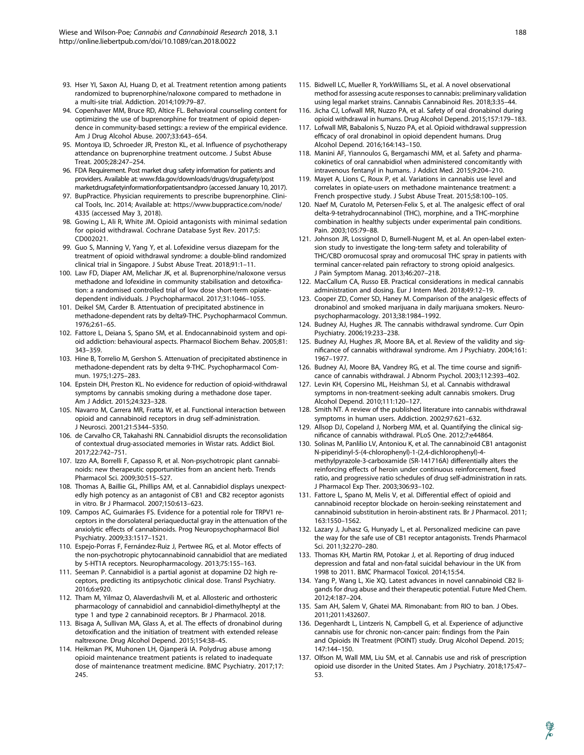93. Hser YI, Saxon AJ, Huang D, et al. Treatment retention among patients randomized to buprenorphine/naloxone compared to methadone in a multi-site trial. Addiction. 2014;109:79–87.
94. Copenhaver MM, Bruce RD, Altice FL. Behavioral counseling content for optimizing the use of buprenorphine for treatment of opioid dependence in community-based settings: a review of the empirical evidence. Am J Drug Alcohol Abuse. 2007;33:643–654.
95. Montoya ID, Schroeder JR, Preston KL, et al. Influence of psychotherapy attendance on buprenorphine treatment outcome. J Subst Abuse Treat. 2005;28:247–254.
96. FDA Requirement. Post market drug safety information for patients and providers. Available at: www.fda.gov/downloads/drugs/drugsafety/postmarketdrugsafetyinformationforpatientsandpro (accessed January 10, 2017).
97. BupPractice. Physician requirements to prescribe buprenorphine. Clinical Tools, Inc. 2014; Available at: https://www.buppractice.com/node/4335 (accessed May 3, 2018).
98. Gowing L, Ali R, White JM. Opioid antagonists with minimal sedation for opioid withdrawal. Cochrane Database Syst Rev. 2017;5: CD002021.
99. Guo S, Manning V, Yang Y, et al. Lofexidine versus diazepam for the treatment of opioid withdrawal syndrome: a double-blind randomized clinical trial in Singapore. J Subst Abuse Treat. 2018;91:1–11.
100. Law FD, Diaper AM, Melichar JK, et al. Buprenorphine/naloxone versus methadone and lofexidine in community stabilisation and detoxification: a randomised controlled trial of low dose short-term opiate-dependent individuals. J Psychopharmacol. 2017;31:1046–1055.
101. Deikel SM, Carder B. Attentuation of precipitated abstinence in methadone-dependent rats by delta9-THC. Psychopharmacol Commun. 1976;2:61–65.
102. Fattore L, Deiana S, Spano SM, et al. Endocannabinoid system and opioid addiction: behavioural aspects. Pharmacol Biochem Behav. 2005;81: 343–359.
103. Hine B, Torrelio M, Gershon S. Attenuation of precipitated abstinence in methadone-dependent rats by delta 9-THC. Psychopharmacol Commun. 1975;1:275–283.
104. Epstein DH, Preston KL. No evidence for reduction of opioid-withdrawal symptoms by cannabis smoking during a methadone dose taper. Am J Addict. 2015;24:323–328.
105. Navarro M, Carrera MR, Fratta W, et al. Functional interaction between opioid and cannabinoid receptors in drug self-administration. J Neurosci. 2001;21:5344–5350.
106. de Carvalho CR, Takahashi RN. Cannabidiol disrupts the reconsolidation of contextual drug-associated memories in Wistar rats. Addict Biol. 2017;22:742–751.
107. Izzo AA, Borrelli F, Capasso R, et al. Non-psychotropic plant cannabinoids: new therapeutic opportunities from an ancient herb. Trends Pharmacol Sci. 2009;30:515–527.
108. Thomas A, Baillie GL, Phillips AM, et al. Cannabidiol displays unexpectedly high potency as an antagonist of CB1 and CB2 receptor agonists in vitro. Br J Pharmacol. 2007;150:613–623.
109. Campos AC, Guimarães FS. Evidence for a potential role for TRPV1 receptors in the dorsolateral periaqueductal gray in the attenuation of the anxiolytic effects of cannabinoids. Prog Neuropsychopharmacol Biol Psychiatry. 2009;33:1517–1521.
110. Espejo-Porras F, Fernández-Ruiz J, Pertwee RG, et al. Motor effects of the non-psychotropic phytocannabinoid cannabidiol that are mediated by 5-HT1A receptors. Neuropharmacology. 2013;75:155–163.
111. Seeman P. Cannabidiol is a partial agonist at dopamine D2 high receptors, predicting its antipsychotic clinical dose. Transl Psychiatry. 2016;6:e920.
112. Tham M, Yilmaz O, Alaverdashvili M, et al. Allosteric and orthosteric pharmacology of cannabidiol and cannabidiol-dimethylheptyl at the type 1 and type 2 cannabinoid receptors. Br J Pharmacol. 2018.
113. Bisaga A, Sullivan MA, Glass A, et al. The effects of dronabinol during detoxification and the initiation of treatment with extended release naltrexone. Drug Alcohol Depend. 2015;154:38–45.
114. Heikman PK, Muhonen LH, Ojanperä IA. Polydrug abuse among opioid maintenance treatment patients is related to inadequate dose of maintenance treatment medicine. BMC Psychiatry. 2017;17: 245.
115. Bidwell LC, Mueller R, YorkWilliams SL, et al. A novel observational method for assessing acute responses to cannabis: preliminary validation using legal market strains. Cannabis Cannabinoid Res. 2018;3:35–44.
116. Jicha CJ, Lofwall MR, Nuzzo PA, et al. Safety of oral dronabinol during opioid withdrawal in humans. Drug Alcohol Depend. 2015;157:179–183.
117. Lofwall MR, Babalonis S, Nuzzo PA, et al. Opioid withdrawal suppression efficacy of oral dronabinol in opioid dependent humans. Drug Alcohol Depend. 2016;164:143–150.
118. Manini AF, Yiannoulos G, Bergamaschi MM, et al. Safety and pharmacokinetics of oral cannabidiol when administered concomitantly with intravenous fentanyl in humans. J Addict Med. 2015;9:204–210.
119. Mayet A, Lions C, Roux P, et al. Variations in cannabis use level and correlates in opiate-users on methadone maintenance treatment: a French prospective study. J Subst Abuse Treat. 2015;58:100–105.
120. Naef M, Curatolo M, Petersen-Felix S, et al. The analgesic effect of oral delta-9-tetrahydrocannabinol (THC), morphine, and a THC-morphine combination in healthy subjects under experimental pain conditions. Pain. 2003;105:79–88.
121. Johnson JR, Lossignol D, Burnell-Nugent M, et al. An open-label extension study to investigate the long-term safety and tolerability of THC/CBD oromucosal spray and oromucosal THC spray in patients with terminal cancer-related pain refractory to strong opioid analgesics. J Pain Symptom Manag. 2013;46:207–218.
122. MacCallum CA, Russo EB. Practical considerations in medical cannabis administration and dosing. Eur J Intern Med. 2018;49:12–19.
123. Cooper ZD, Comer SD, Haney M. Comparison of the analgesic effects of dronabinol and smoked marijuana in daily marijuana smokers. Neuropsychopharmacology. 2013;38:1984–1992.
124. Budney AJ, Hughes JR. The cannabis withdrawal syndrome. Curr Opin Psychiatry. 2006;19:233–238.
125. Budney AJ, Hughes JR, Moore BA, et al. Review of the validity and significance of cannabis withdrawal syndrome. Am J Psychiatry. 2004;161: 1967–1977.
126. Budney AJ, Moore BA, Vandrey RG, et al. The time course and significance of cannabis withdrawal. J Abnorm Psychol. 2003;112:393–402.
127. Levin KH, Copersino ML, Heishman SJ, et al. Cannabis withdrawal symptoms in non-treatment-seeking adult cannabis smokers. Drug Alcohol Depend. 2010;111:120–127.
128. Smith NT. A review of the published literature into cannabis withdrawal symptoms in human users. Addiction. 2002;97:621–632.
129. Allsop DJ, Copeland J, Norberg MM, et al. Quantifying the clinical significance of cannabis withdrawal. PLoS One. 2012;7:e44864.
130. Solinas M, Panlilio LV, Antoniou K, et al. The cannabinoid CB1 antagonist N-piperidinyl-5-(4-chlorophenyl)-1-(2,4-dichlorophenyl)-4-methylpyrazole-3-carboxamide (SR-141716A) differentially alters the reinforcing effects of heroin under continuous reinforcement, fixed ratio, and progressive ratio schedules of drug self-administration in rats. J Pharmacol Exp Ther. 2003;306:93–102.
131. Fattore L, Spano M, Melis V, et al. Differential effect of opioid and cannabinoid receptor blockade on heroin-seeking reinstatement and cannabinoid substitution in heroin-abstinent rats. Br J Pharmacol. 2011; 163:1550–1562.
132. Lazary J, Juhasz G, Hunyady L, et al. Personalized medicine can pave the way for the safe use of CB1 receptor antagonists. Trends Pharmacol Sci. 2011;32:270–280.
133. Thomas KH, Martin RM, Potokar J, et al. Reporting of drug induced depression and fatal and non-fatal suicidal behaviour in the UK from 1998 to 2011. BMC Pharmacol Toxicol. 2014;15:54.
134. Yang P, Wang L, Xie XQ. Latest advances in novel cannabinoid CB2 ligands for drug abuse and their therapeutic potential. Future Med Chem. 2012;4:187–204.
135. Sam AH, Salem V, Ghatei MA. Rimonabant: from RIO to ban. J Obes. 2011;2011:432607.
136. Degenhardt L, Lintzeris N, Campbell G, et al. Experience of adjunctive cannabis use for chronic non-cancer pain: findings from the Pain and Opioids IN Treatment (POINT) study. Drug Alcohol Depend. 2015; 147:144–150.
137. Olfson M, Wall MM, Liu SM, et al. Cannabis use and risk of prescription opioid use disorder in the United States. Am J Psychiatry. 2018;175:47–53.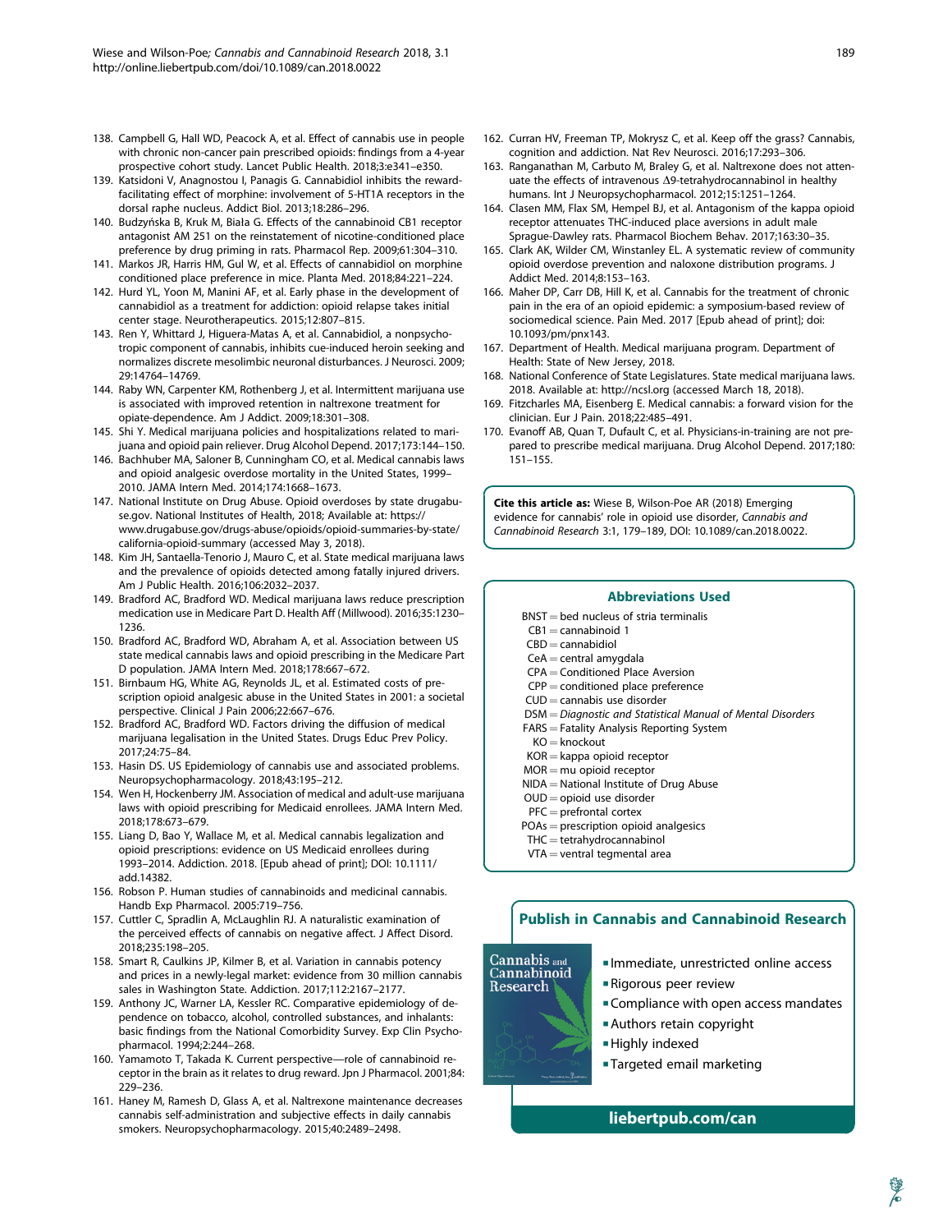138. Campbell G, Hall WD, Peacock A, et al. Effect of cannabis use in people with chronic non-cancer pain prescribed opioids: findings from a 4-year prospective cohort study. Lancet Public Health. 2018;3:e341–e350.
139. Katsidoni V, Anagnostou I, Panagis G. Cannabidiol inhibits the reward-facilitating effect of morphine: involvement of 5-HT1A receptors in the dorsal raphe nucleus. Addict Biol. 2013;18:286–296.
140. Budzyńska B, Kruk M, Biala G. Effects of the cannabinoid CB1 receptor antagonist AM 251 on the reinstatement of nicotine-conditioned place preference by drug priming in rats. Pharmacol Rep. 2009;61:304–310.
141. Markos JR, Harris HM, Gul W, et al. Effects of cannabidiol on morphine conditioned place preference in mice. Planta Med. 2018;84:221–224.
142. Hurd YL, Yoon M, Manini AF, et al. Early phase in the development of cannabidiol as a treatment for addiction: opioid relapse takes initial center stage. Neurotherapeutics. 2015;12:807–815.
143. Ren Y, Whittard J, Higuera-Matas A, et al. Cannabidiol, a nonpsychotropic component of cannabis, inhibits cue-induced heroin seeking and normalizes discrete mesolimbic neuronal disturbances. J Neurosci. 2009; 29:14764–14769.
144. Raby WN, Carpenter KM, Rothenberg J, et al. Intermittent marijuana use is associated with improved retention in naltrexone treatment for opiate-dependence. Am J Addict. 2009;18:301–308.
145. Shi Y. Medical marijuana policies and hospitalizations related to marijuana and opioid pain reliever. Drug Alcohol Depend. 2017;173:144–150.
146. Bachhuber MA, Saloner B, Cunningham CO, et al. Medical cannabis laws and opioid analgesic overdose mortality in the United States, 1999–2010. JAMA Intern Med. 2014;174:1668–1673.
147. National Institute on Drug Abuse. Opioid overdoses by state drugabuse.gov. National Institutes of Health, 2018; Available at: https://www.drugabuse.gov/drugs-abuse/opioids/opioid-summaries-by-state/california-opioid-summary (accessed May 3, 2018).
148. Kim JH, Santaella-Tenorio J, Mauro C, et al. State medical marijuana laws and the prevalence of opioids detected among fatally injured drivers. Am J Public Health. 2016;106:2032–2037.
149. Bradford AC, Bradford WD. Medical marijuana laws reduce prescription medication use in Medicare Part D. Health Aff (Millwood). 2016;35:1230–1236.
150. Bradford AC, Bradford WD, Abraham A, et al. Association between US state medical cannabis laws and opioid prescribing in the Medicare Part D population. JAMA Intern Med. 2018;178:667–672.
151. Birnbaum HG, White AG, Reynolds JL, et al. Estimated costs of prescription opioid analgesic abuse in the United States in 2001: a societal perspective. Clinical J Pain 2006;22:667–676.
152. Bradford AC, Bradford WD. Factors driving the diffusion of medical marijuana legalisation in the United States. Drugs Educ Prev Policy. 2017;24:75–84.
153. Hasin DS. US Epidemiology of cannabis use and associated problems. Neuropsychopharmacology. 2018;43:195–212.
154. Wen H, Hockenberry JM. Association of medical and adult-use marijuana laws with opioid prescribing for Medicaid enrollees. JAMA Intern Med. 2018;178:673–679.
155. Liang D, Bao Y, Wallace M, et al. Medical cannabis legalization and opioid prescriptions: evidence on US Medicaid enrollees during 1993–2014. Addiction. 2018. [Epub ahead of print]; DOI: 10.1111/add.14382.
156. Robson P. Human studies of cannabinoids and medicinal cannabis. Handb Exp Pharmacol. 2005:719–756.
157. Cuttler C, Spradlin A, McLaughlin RJ. A naturalistic examination of the perceived effects of cannabis on negative affect. J Affect Disord. 2018;235:198–205.
158. Smart R, Caulkins JP, Kilmer B, et al. Variation in cannabis potency and prices in a newly-legal market: evidence from 30 million cannabis sales in Washington State. Addiction. 2017;112:2167–2177.
159. Anthony JC, Warner LA, Kessler RC. Comparative epidemiology of dependence on tobacco, alcohol, controlled substances, and inhalants: basic findings from the National Comorbidity Survey. Exp Clin Psychopharmacol. 1994;2:244–268.
160. Yamamoto T, Takada K. Current perspective—role of cannabinoid receptor in the brain as it relates to drug reward. Jpn J Pharmacol. 2001;84: 229–236.
161. Haney M, Ramesh D, Glass A, et al. Naltrexone maintenance decreases cannabis self-administration and subjective effects in daily cannabis smokers. Neuropsychopharmacology. 2015;40:2489–2498.
162. Curran HV, Freeman TP, Mokrysz C, et al. Keep off the grass? Cannabis, cognition and addiction. Nat Rev Neurosci. 2016;17:293–306.
163. Ranganathan M, Carbuto M, Braley G, et al. Naltrexone does not attenuate the effects of intravenous Δ9-tetrahydrocannabinol in healthy humans. Int J Neuropsychopharmacol. 2012;15:1251–1264.
164. Clasen MM, Flax SM, Hempel BJ, et al. Antagonism of the kappa opioid receptor attenuates THC-induced place aversions in adult male Sprague-Dawley rats. Pharmacol Biochem Behav. 2017;163:30–35.
165. Clark AK, Wilder CM, Winstanley EL. A systematic review of community opioid overdose prevention and naloxone distribution programs. J Addict Med. 2014;8:153–163.
166. Maher DP, Carr DB, Hill K, et al. Cannabis for the treatment of chronic pain in the era of an opioid epidemic: a symposium-based review of sociomedical science. Pain Med. 2017 [Epub ahead of print]; doi: 10.1093/pm/pnx143.
167. Department of Health. Medical marijuana program. Department of Health: State of New Jersey, 2018.
168. National Conference of State Legislatures. State medical marijuana laws. 2018. Available at: http://ncsl.org (accessed March 18, 2018).
169. Fitzcharles MA, Eisenberg E. Medical cannabis: a forward vision for the clinician. Eur J Pain. 2018;22:485–491.
170. Evanoff AB, Quan T, Dufault C, et al. Physicians-in-training are not prepared to prescribe medical marijuana. Drug Alcohol Depend. 2017;180: 151–155.

**Cite this article as:** Wiese B, Wilson-Poe AR (2018) Emerging evidence for cannabis' role in opioid use disorder, *Cannabis and Cannabinoid Research* 3:1, 179–189, DOI: 10.1089/can.2018.0022.

## Abbreviations Used

BNST = bed nucleus of stria terminalis
CB1 = cannabinoid 1
CBD = cannabidiol
CeA = central amygdala
CPA = Conditioned Place Aversion
CPP = conditioned place preference
CUD = cannabis use disorder
DSM = *Diagnostic and Statistical Manual of Mental Disorders*
FARS = Fatality Analysis Reporting System
KO = knockout
KOR = kappa opioid receptor
MOR = mu opioid receptor
NIDA = National Institute of Drug Abuse
OUD = opioid use disorder
PFC = prefrontal cortex
POAs = prescription opioid analgesics
THC = tetrahydrocannabinol
VTA = ventral tegmental area

## Publish in Cannabis and Cannabinoid Research

- Immediate, unrestricted online access
- Rigorous peer review
- Compliance with open access mandates
- Authors retain copyright
- Highly indexed
- Targeted email marketing

**liebertpub.com/can**